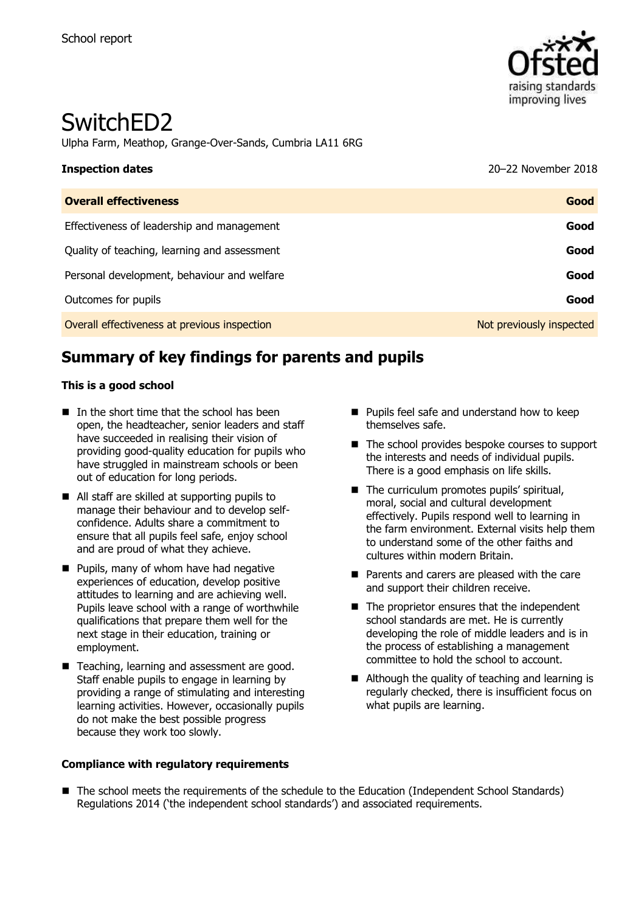School report

# SwitchED2

Ulpha Farm, Meathop, Grange-Over-Sands, Cumbria LA11 6RG

| **Inspection dates** | 20–22 November 2018 |
|---|---|
| **Overall effectiveness** | **Good** |
| Effectiveness of leadership and management | **Good** |
| Quality of teaching, learning and assessment | **Good** |
| Personal development, behaviour and welfare | **Good** |
| Outcomes for pupils | **Good** |
| Overall effectiveness at previous inspection | Not previously inspected |

## Summary of key findings for parents and pupils

**This is a good school**

- In the short time that the school has been open, the headteacher, senior leaders and staff have succeeded in realising their vision of providing good-quality education for pupils who have struggled in mainstream schools or been out of education for long periods.
- All staff are skilled at supporting pupils to manage their behaviour and to develop self-confidence. Adults share a commitment to ensure that all pupils feel safe, enjoy school and are proud of what they achieve.
- Pupils, many of whom have had negative experiences of education, develop positive attitudes to learning and are achieving well. Pupils leave school with a range of worthwhile qualifications that prepare them well for the next stage in their education, training or employment.
- Teaching, learning and assessment are good. Staff enable pupils to engage in learning by providing a range of stimulating and interesting learning activities. However, occasionally pupils do not make the best possible progress because they work too slowly.
- Pupils feel safe and understand how to keep themselves safe.
- The school provides bespoke courses to support the interests and needs of individual pupils. There is a good emphasis on life skills.
- The curriculum promotes pupils' spiritual, moral, social and cultural development effectively. Pupils respond well to learning in the farm environment. External visits help them to understand some of the other faiths and cultures within modern Britain.
- Parents and carers are pleased with the care and support their children receive.
- The proprietor ensures that the independent school standards are met. He is currently developing the role of middle leaders and is in the process of establishing a management committee to hold the school to account.
- Although the quality of teaching and learning is regularly checked, there is insufficient focus on what pupils are learning.

**Compliance with regulatory requirements**

- The school meets the requirements of the schedule to the Education (Independent School Standards) Regulations 2014 ('the independent school standards') and associated requirements.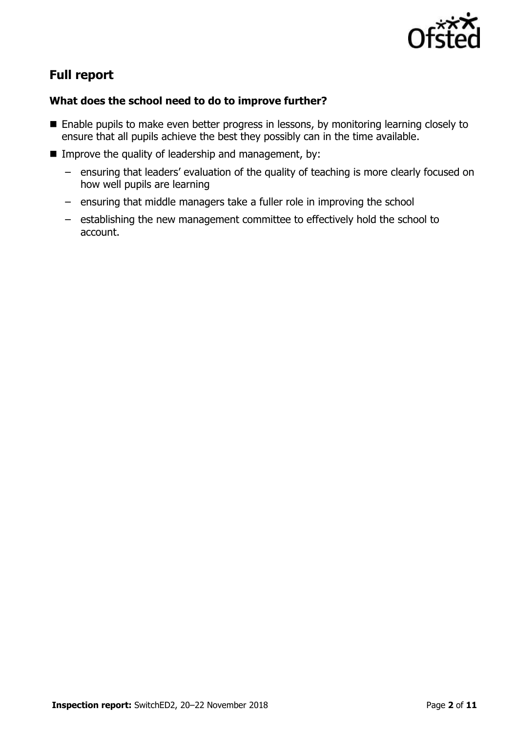## Full report

### What does the school need to do to improve further?

- Enable pupils to make even better progress in lessons, by monitoring learning closely to ensure that all pupils achieve the best they possibly can in the time available.
- Improve the quality of leadership and management, by:
  - ensuring that leaders' evaluation of the quality of teaching is more clearly focused on how well pupils are learning
  - ensuring that middle managers take a fuller role in improving the school
  - establishing the new management committee to effectively hold the school to account.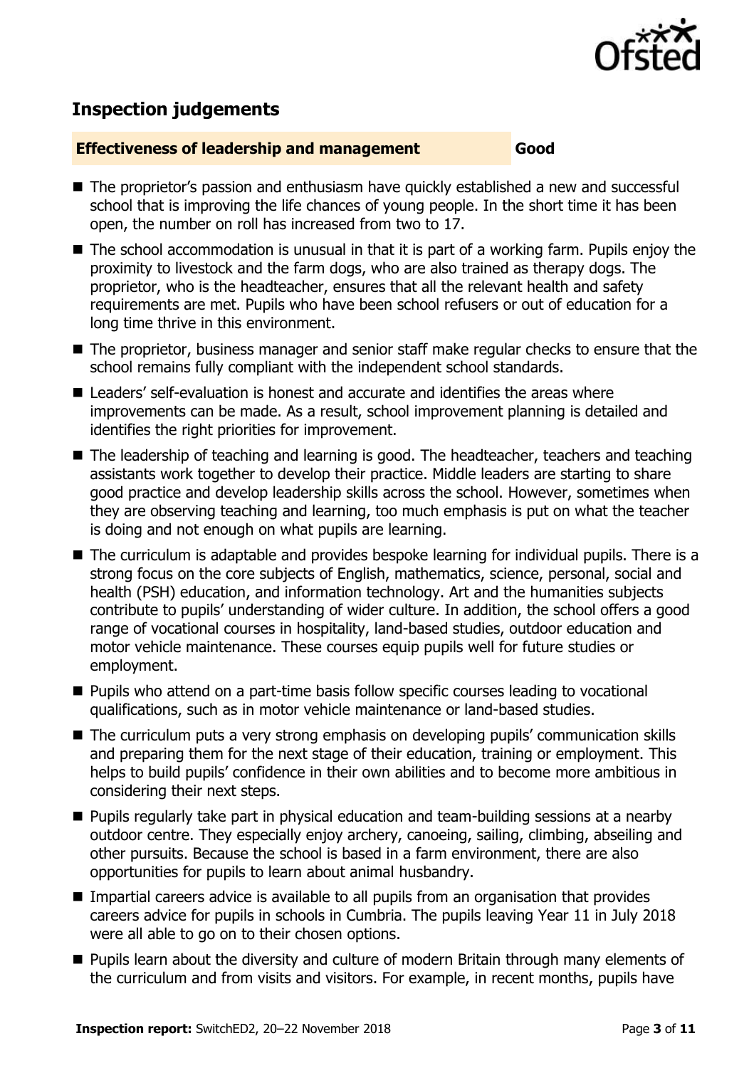## Inspection judgements

| **Effectiveness of leadership and management** | **Good** |
| --- | --- |

- The proprietor's passion and enthusiasm have quickly established a new and successful school that is improving the life chances of young people. In the short time it has been open, the number on roll has increased from two to 17.
- The school accommodation is unusual in that it is part of a working farm. Pupils enjoy the proximity to livestock and the farm dogs, who are also trained as therapy dogs. The proprietor, who is the headteacher, ensures that all the relevant health and safety requirements are met. Pupils who have been school refusers or out of education for a long time thrive in this environment.
- The proprietor, business manager and senior staff make regular checks to ensure that the school remains fully compliant with the independent school standards.
- Leaders' self-evaluation is honest and accurate and identifies the areas where improvements can be made. As a result, school improvement planning is detailed and identifies the right priorities for improvement.
- The leadership of teaching and learning is good. The headteacher, teachers and teaching assistants work together to develop their practice. Middle leaders are starting to share good practice and develop leadership skills across the school. However, sometimes when they are observing teaching and learning, too much emphasis is put on what the teacher is doing and not enough on what pupils are learning.
- The curriculum is adaptable and provides bespoke learning for individual pupils. There is a strong focus on the core subjects of English, mathematics, science, personal, social and health (PSH) education, and information technology. Art and the humanities subjects contribute to pupils' understanding of wider culture. In addition, the school offers a good range of vocational courses in hospitality, land-based studies, outdoor education and motor vehicle maintenance. These courses equip pupils well for future studies or employment.
- Pupils who attend on a part-time basis follow specific courses leading to vocational qualifications, such as in motor vehicle maintenance or land-based studies.
- The curriculum puts a very strong emphasis on developing pupils' communication skills and preparing them for the next stage of their education, training or employment. This helps to build pupils' confidence in their own abilities and to become more ambitious in considering their next steps.
- Pupils regularly take part in physical education and team-building sessions at a nearby outdoor centre. They especially enjoy archery, canoeing, sailing, climbing, abseiling and other pursuits. Because the school is based in a farm environment, there are also opportunities for pupils to learn about animal husbandry.
- Impartial careers advice is available to all pupils from an organisation that provides careers advice for pupils in schools in Cumbria. The pupils leaving Year 11 in July 2018 were all able to go on to their chosen options.
- Pupils learn about the diversity and culture of modern Britain through many elements of the curriculum and from visits and visitors. For example, in recent months, pupils have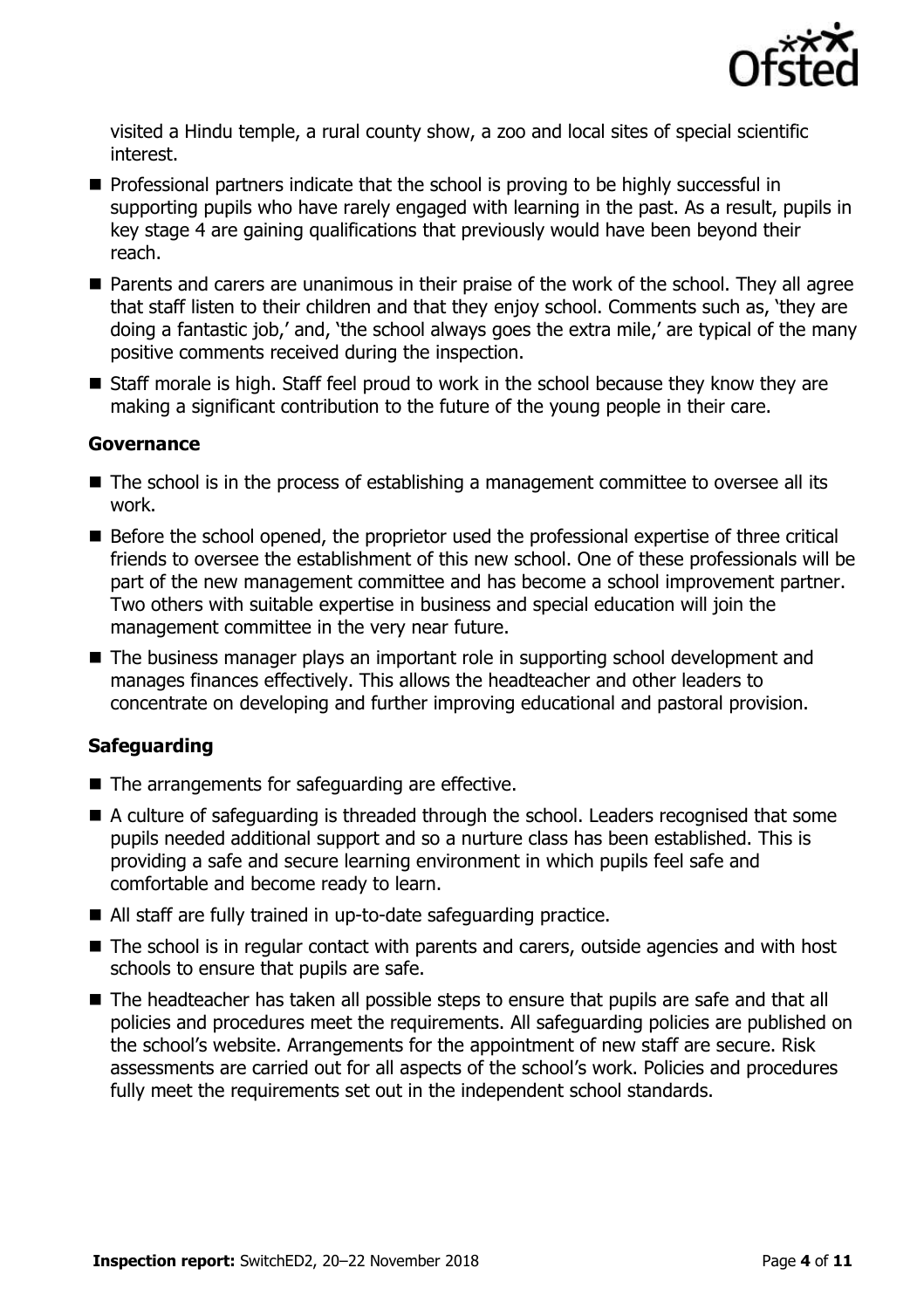visited a Hindu temple, a rural county show, a zoo and local sites of special scientific interest.

- Professional partners indicate that the school is proving to be highly successful in supporting pupils who have rarely engaged with learning in the past. As a result, pupils in key stage 4 are gaining qualifications that previously would have been beyond their reach.
- Parents and carers are unanimous in their praise of the work of the school. They all agree that staff listen to their children and that they enjoy school. Comments such as, 'they are doing a fantastic job,' and, 'the school always goes the extra mile,' are typical of the many positive comments received during the inspection.
- Staff morale is high. Staff feel proud to work in the school because they know they are making a significant contribution to the future of the young people in their care.

### Governance

- The school is in the process of establishing a management committee to oversee all its work.
- Before the school opened, the proprietor used the professional expertise of three critical friends to oversee the establishment of this new school. One of these professionals will be part of the new management committee and has become a school improvement partner. Two others with suitable expertise in business and special education will join the management committee in the very near future.
- The business manager plays an important role in supporting school development and manages finances effectively. This allows the headteacher and other leaders to concentrate on developing and further improving educational and pastoral provision.

### Safeguarding

- The arrangements for safeguarding are effective.
- A culture of safeguarding is threaded through the school. Leaders recognised that some pupils needed additional support and so a nurture class has been established. This is providing a safe and secure learning environment in which pupils feel safe and comfortable and become ready to learn.
- All staff are fully trained in up-to-date safeguarding practice.
- The school is in regular contact with parents and carers, outside agencies and with host schools to ensure that pupils are safe.
- The headteacher has taken all possible steps to ensure that pupils are safe and that all policies and procedures meet the requirements. All safeguarding policies are published on the school's website. Arrangements for the appointment of new staff are secure. Risk assessments are carried out for all aspects of the school's work. Policies and procedures fully meet the requirements set out in the independent school standards.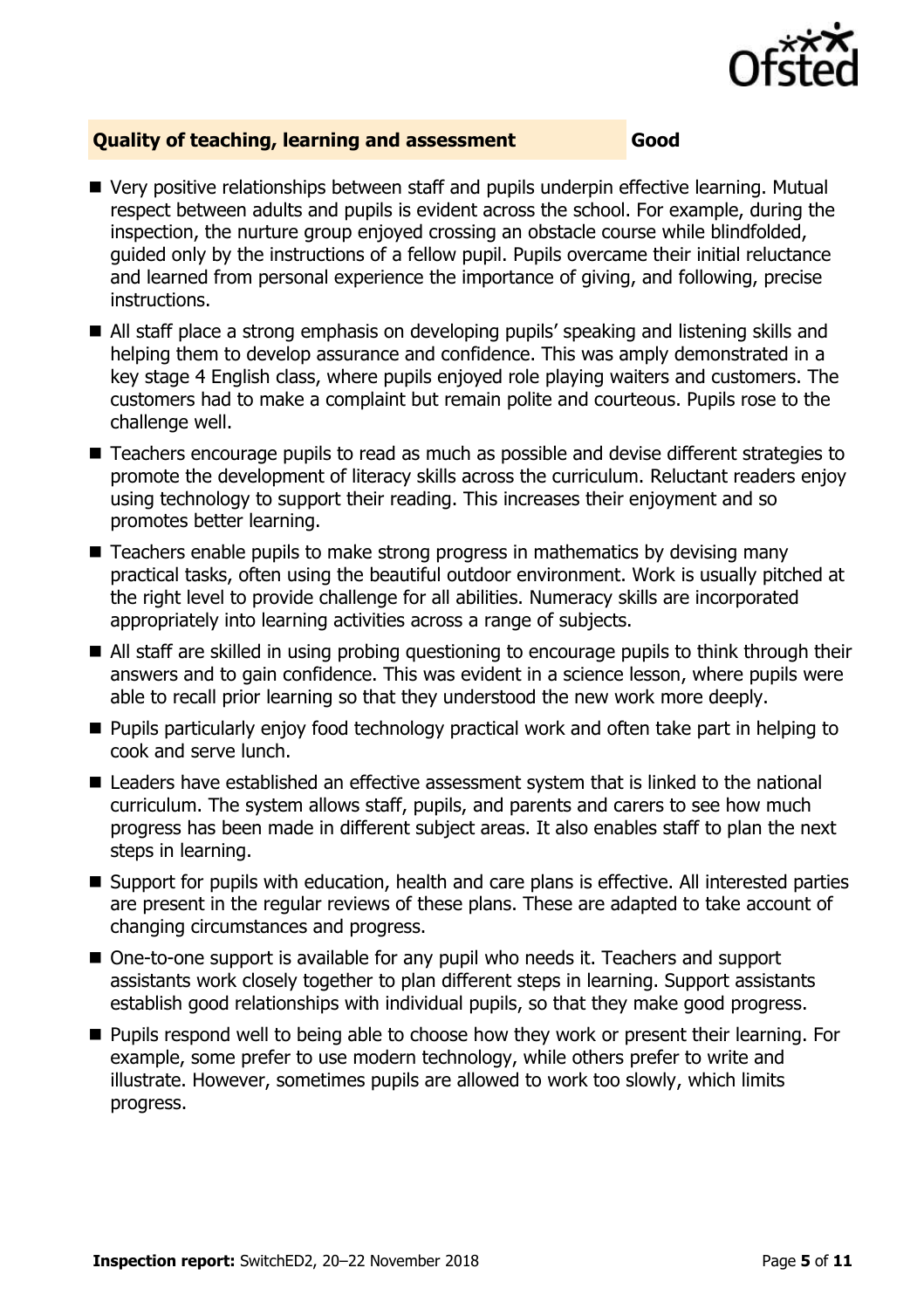## Quality of teaching, learning and assessment — Good

- Very positive relationships between staff and pupils underpin effective learning. Mutual respect between adults and pupils is evident across the school. For example, during the inspection, the nurture group enjoyed crossing an obstacle course while blindfolded, guided only by the instructions of a fellow pupil. Pupils overcame their initial reluctance and learned from personal experience the importance of giving, and following, precise instructions.
- All staff place a strong emphasis on developing pupils' speaking and listening skills and helping them to develop assurance and confidence. This was amply demonstrated in a key stage 4 English class, where pupils enjoyed role playing waiters and customers. The customers had to make a complaint but remain polite and courteous. Pupils rose to the challenge well.
- Teachers encourage pupils to read as much as possible and devise different strategies to promote the development of literacy skills across the curriculum. Reluctant readers enjoy using technology to support their reading. This increases their enjoyment and so promotes better learning.
- Teachers enable pupils to make strong progress in mathematics by devising many practical tasks, often using the beautiful outdoor environment. Work is usually pitched at the right level to provide challenge for all abilities. Numeracy skills are incorporated appropriately into learning activities across a range of subjects.
- All staff are skilled in using probing questioning to encourage pupils to think through their answers and to gain confidence. This was evident in a science lesson, where pupils were able to recall prior learning so that they understood the new work more deeply.
- Pupils particularly enjoy food technology practical work and often take part in helping to cook and serve lunch.
- Leaders have established an effective assessment system that is linked to the national curriculum. The system allows staff, pupils, and parents and carers to see how much progress has been made in different subject areas. It also enables staff to plan the next steps in learning.
- Support for pupils with education, health and care plans is effective. All interested parties are present in the regular reviews of these plans. These are adapted to take account of changing circumstances and progress.
- One-to-one support is available for any pupil who needs it. Teachers and support assistants work closely together to plan different steps in learning. Support assistants establish good relationships with individual pupils, so that they make good progress.
- Pupils respond well to being able to choose how they work or present their learning. For example, some prefer to use modern technology, while others prefer to write and illustrate. However, sometimes pupils are allowed to work too slowly, which limits progress.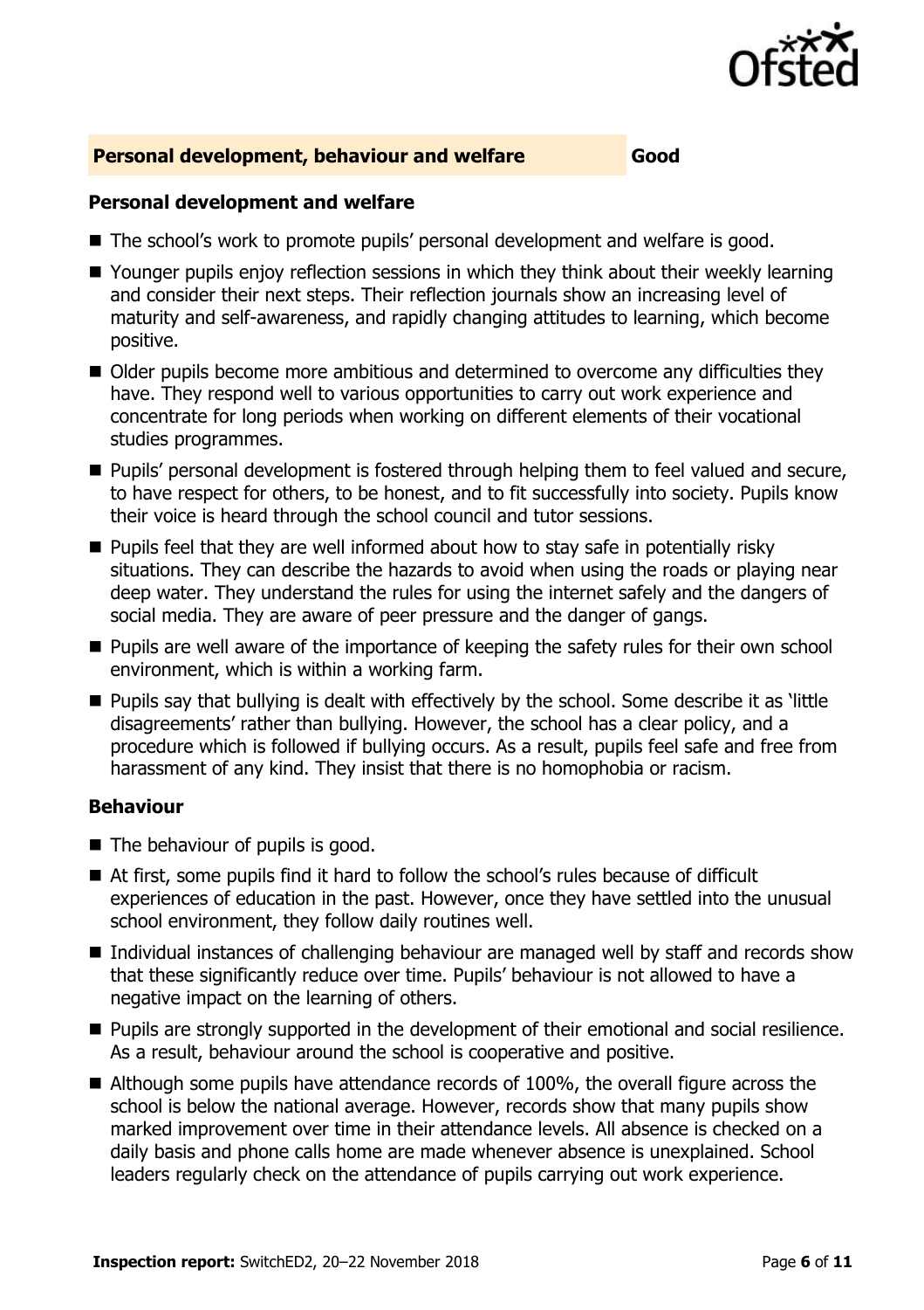## Personal development, behaviour and welfare — Good

### Personal development and welfare

- The school's work to promote pupils' personal development and welfare is good.
- Younger pupils enjoy reflection sessions in which they think about their weekly learning and consider their next steps. Their reflection journals show an increasing level of maturity and self-awareness, and rapidly changing attitudes to learning, which become positive.
- Older pupils become more ambitious and determined to overcome any difficulties they have. They respond well to various opportunities to carry out work experience and concentrate for long periods when working on different elements of their vocational studies programmes.
- Pupils' personal development is fostered through helping them to feel valued and secure, to have respect for others, to be honest, and to fit successfully into society. Pupils know their voice is heard through the school council and tutor sessions.
- Pupils feel that they are well informed about how to stay safe in potentially risky situations. They can describe the hazards to avoid when using the roads or playing near deep water. They understand the rules for using the internet safely and the dangers of social media. They are aware of peer pressure and the danger of gangs.
- Pupils are well aware of the importance of keeping the safety rules for their own school environment, which is within a working farm.
- Pupils say that bullying is dealt with effectively by the school. Some describe it as 'little disagreements' rather than bullying. However, the school has a clear policy, and a procedure which is followed if bullying occurs. As a result, pupils feel safe and free from harassment of any kind. They insist that there is no homophobia or racism.

### Behaviour

- The behaviour of pupils is good.
- At first, some pupils find it hard to follow the school's rules because of difficult experiences of education in the past. However, once they have settled into the unusual school environment, they follow daily routines well.
- Individual instances of challenging behaviour are managed well by staff and records show that these significantly reduce over time. Pupils' behaviour is not allowed to have a negative impact on the learning of others.
- Pupils are strongly supported in the development of their emotional and social resilience. As a result, behaviour around the school is cooperative and positive.
- Although some pupils have attendance records of 100%, the overall figure across the school is below the national average. However, records show that many pupils show marked improvement over time in their attendance levels. All absence is checked on a daily basis and phone calls home are made whenever absence is unexplained. School leaders regularly check on the attendance of pupils carrying out work experience.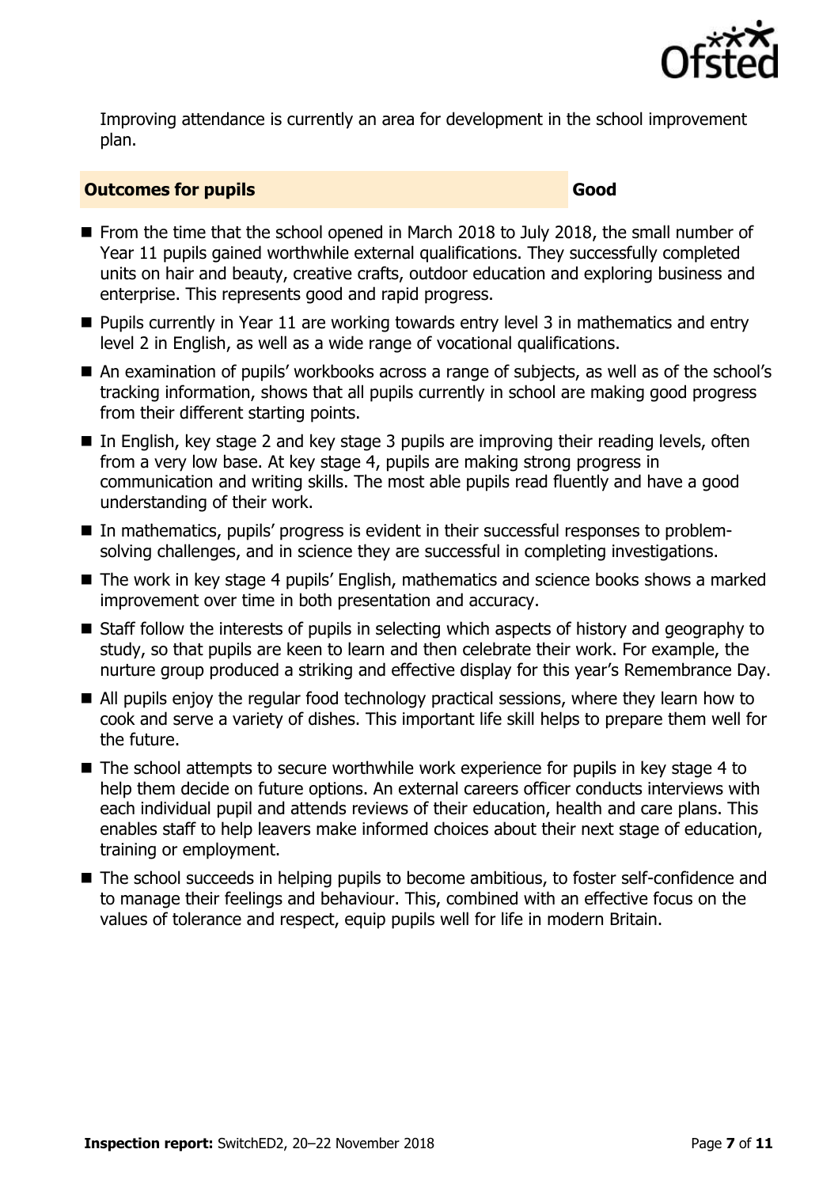Improving attendance is currently an area for development in the school improvement plan.

## Outcomes for pupils — Good

- From the time that the school opened in March 2018 to July 2018, the small number of Year 11 pupils gained worthwhile external qualifications. They successfully completed units on hair and beauty, creative crafts, outdoor education and exploring business and enterprise. This represents good and rapid progress.
- Pupils currently in Year 11 are working towards entry level 3 in mathematics and entry level 2 in English, as well as a wide range of vocational qualifications.
- An examination of pupils' workbooks across a range of subjects, as well as of the school's tracking information, shows that all pupils currently in school are making good progress from their different starting points.
- In English, key stage 2 and key stage 3 pupils are improving their reading levels, often from a very low base. At key stage 4, pupils are making strong progress in communication and writing skills. The most able pupils read fluently and have a good understanding of their work.
- In mathematics, pupils' progress is evident in their successful responses to problem-solving challenges, and in science they are successful in completing investigations.
- The work in key stage 4 pupils' English, mathematics and science books shows a marked improvement over time in both presentation and accuracy.
- Staff follow the interests of pupils in selecting which aspects of history and geography to study, so that pupils are keen to learn and then celebrate their work. For example, the nurture group produced a striking and effective display for this year's Remembrance Day.
- All pupils enjoy the regular food technology practical sessions, where they learn how to cook and serve a variety of dishes. This important life skill helps to prepare them well for the future.
- The school attempts to secure worthwhile work experience for pupils in key stage 4 to help them decide on future options. An external careers officer conducts interviews with each individual pupil and attends reviews of their education, health and care plans. This enables staff to help leavers make informed choices about their next stage of education, training or employment.
- The school succeeds in helping pupils to become ambitious, to foster self-confidence and to manage their feelings and behaviour. This, combined with an effective focus on the values of tolerance and respect, equip pupils well for life in modern Britain.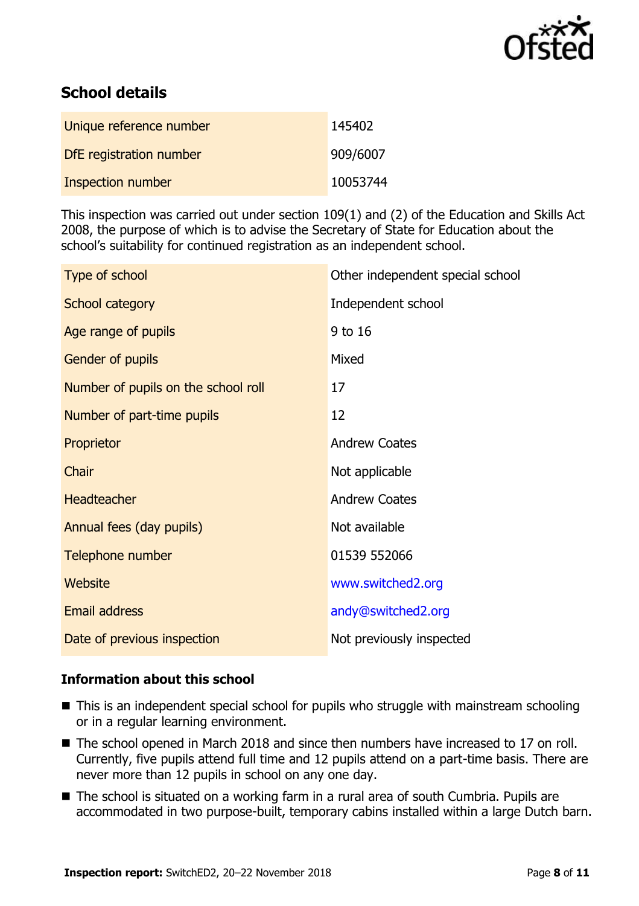## School details

| | |
|---|---|
| Unique reference number | 145402 |
| DfE registration number | 909/6007 |
| Inspection number | 10053744 |

This inspection was carried out under section 109(1) and (2) of the Education and Skills Act 2008, the purpose of which is to advise the Secretary of State for Education about the school's suitability for continued registration as an independent school.

| | |
|---|---|
| Type of school | Other independent special school |
| School category | Independent school |
| Age range of pupils | 9 to 16 |
| Gender of pupils | Mixed |
| Number of pupils on the school roll | 17 |
| Number of part-time pupils | 12 |
| Proprietor | Andrew Coates |
| Chair | Not applicable |
| Headteacher | Andrew Coates |
| Annual fees (day pupils) | Not available |
| Telephone number | 01539 552066 |
| Website | www.switched2.org |
| Email address | andy@switched2.org |
| Date of previous inspection | Not previously inspected |

### Information about this school

- This is an independent special school for pupils who struggle with mainstream schooling or in a regular learning environment.
- The school opened in March 2018 and since then numbers have increased to 17 on roll. Currently, five pupils attend full time and 12 pupils attend on a part-time basis. There are never more than 12 pupils in school on any one day.
- The school is situated on a working farm in a rural area of south Cumbria. Pupils are accommodated in two purpose-built, temporary cabins installed within a large Dutch barn.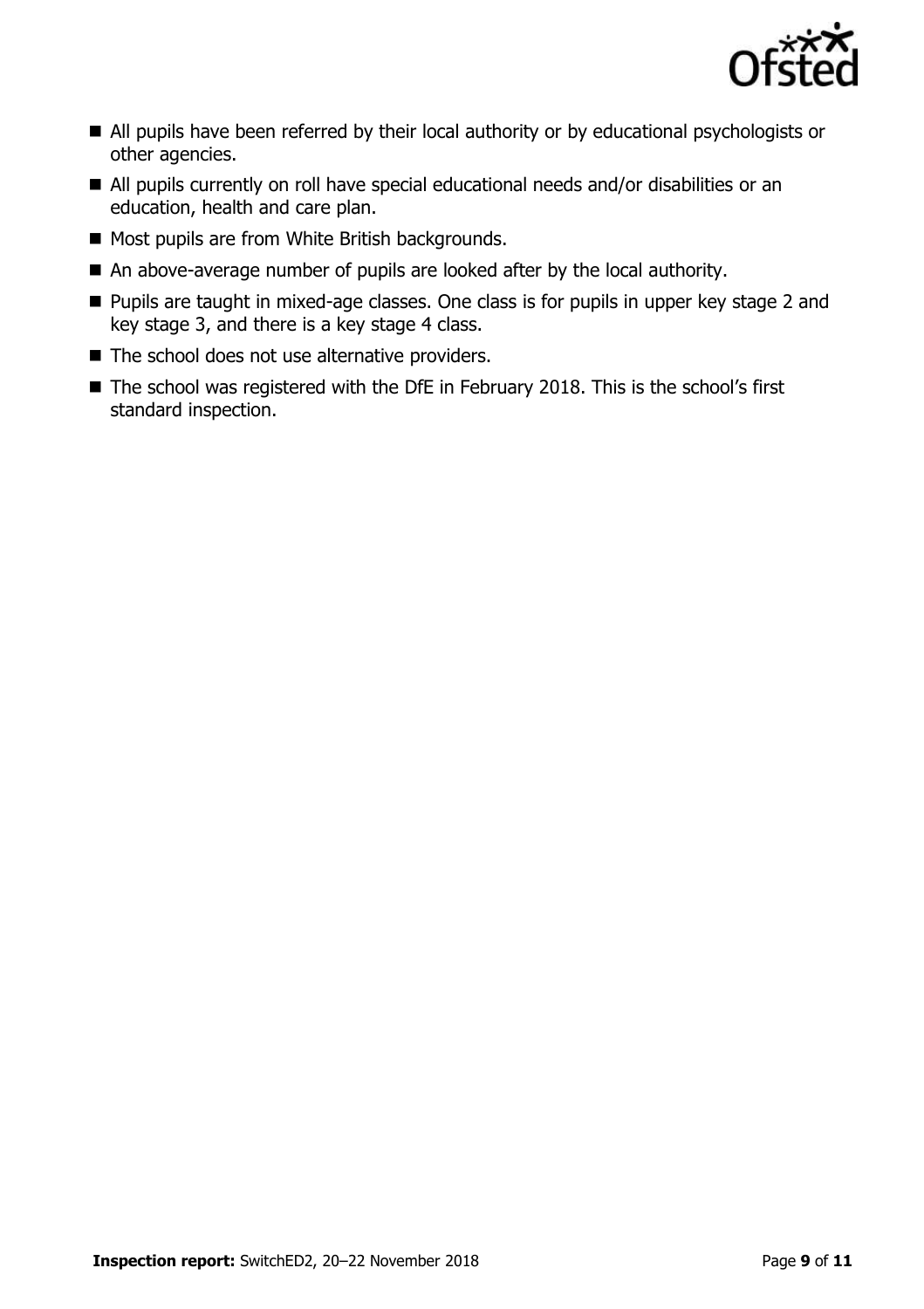- All pupils have been referred by their local authority or by educational psychologists or other agencies.
- All pupils currently on roll have special educational needs and/or disabilities or an education, health and care plan.
- Most pupils are from White British backgrounds.
- An above-average number of pupils are looked after by the local authority.
- Pupils are taught in mixed-age classes. One class is for pupils in upper key stage 2 and key stage 3, and there is a key stage 4 class.
- The school does not use alternative providers.
- The school was registered with the DfE in February 2018. This is the school's first standard inspection.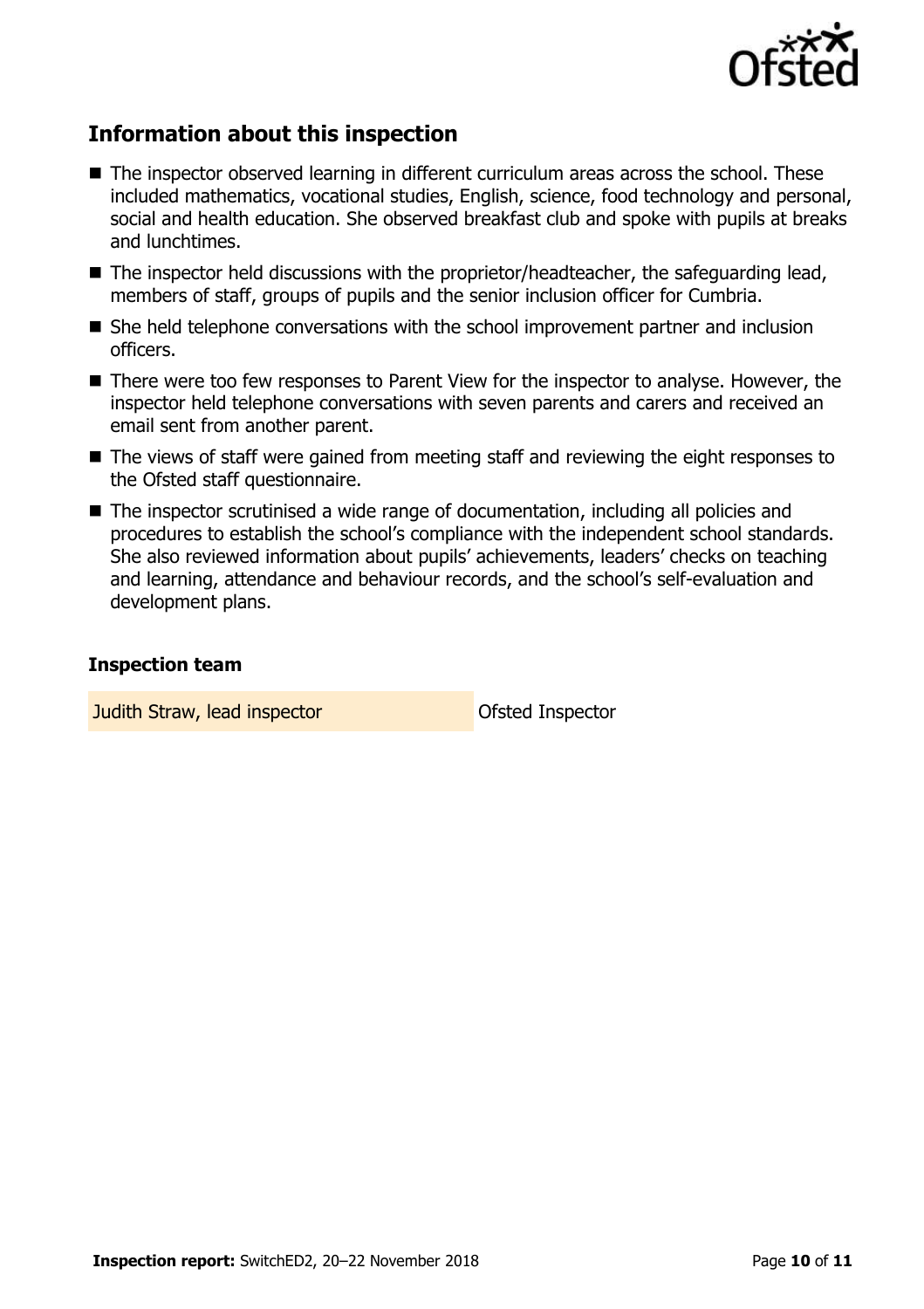## Information about this inspection

- The inspector observed learning in different curriculum areas across the school. These included mathematics, vocational studies, English, science, food technology and personal, social and health education. She observed breakfast club and spoke with pupils at breaks and lunchtimes.
- The inspector held discussions with the proprietor/headteacher, the safeguarding lead, members of staff, groups of pupils and the senior inclusion officer for Cumbria.
- She held telephone conversations with the school improvement partner and inclusion officers.
- There were too few responses to Parent View for the inspector to analyse. However, the inspector held telephone conversations with seven parents and carers and received an email sent from another parent.
- The views of staff were gained from meeting staff and reviewing the eight responses to the Ofsted staff questionnaire.
- The inspector scrutinised a wide range of documentation, including all policies and procedures to establish the school's compliance with the independent school standards. She also reviewed information about pupils' achievements, leaders' checks on teaching and learning, attendance and behaviour records, and the school's self-evaluation and development plans.

### Inspection team

| | |
|---|---|
| Judith Straw, lead inspector | Ofsted Inspector |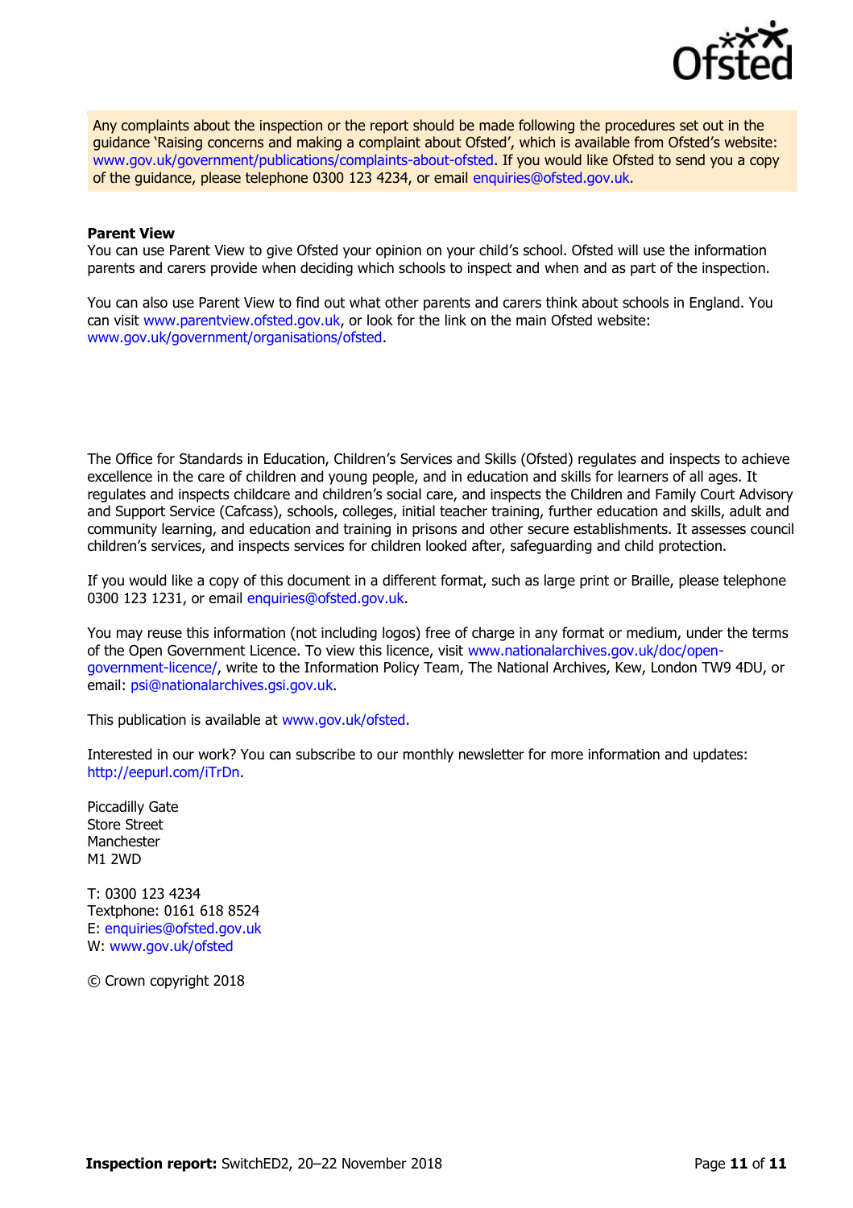Any complaints about the inspection or the report should be made following the procedures set out in the guidance 'Raising concerns and making a complaint about Ofsted', which is available from Ofsted's website: www.gov.uk/government/publications/complaints-about-ofsted. If you would like Ofsted to send you a copy of the guidance, please telephone 0300 123 4234, or email enquiries@ofsted.gov.uk.

**Parent View**

You can use Parent View to give Ofsted your opinion on your child's school. Ofsted will use the information parents and carers provide when deciding which schools to inspect and when and as part of the inspection.

You can also use Parent View to find out what other parents and carers think about schools in England. You can visit www.parentview.ofsted.gov.uk, or look for the link on the main Ofsted website: www.gov.uk/government/organisations/ofsted.

The Office for Standards in Education, Children's Services and Skills (Ofsted) regulates and inspects to achieve excellence in the care of children and young people, and in education and skills for learners of all ages. It regulates and inspects childcare and children's social care, and inspects the Children and Family Court Advisory and Support Service (Cafcass), schools, colleges, initial teacher training, further education and skills, adult and community learning, and education and training in prisons and other secure establishments. It assesses council children's services, and inspects services for children looked after, safeguarding and child protection.

If you would like a copy of this document in a different format, such as large print or Braille, please telephone 0300 123 1231, or email enquiries@ofsted.gov.uk.

You may reuse this information (not including logos) free of charge in any format or medium, under the terms of the Open Government Licence. To view this licence, visit www.nationalarchives.gov.uk/doc/open-government-licence/, write to the Information Policy Team, The National Archives, Kew, London TW9 4DU, or email: psi@nationalarchives.gsi.gov.uk.

This publication is available at www.gov.uk/ofsted.

Interested in our work? You can subscribe to our monthly newsletter for more information and updates: http://eepurl.com/iTrDn.

Piccadilly Gate
Store Street
Manchester
M1 2WD

T: 0300 123 4234
Textphone: 0161 618 8524
E: enquiries@ofsted.gov.uk
W: www.gov.uk/ofsted

© Crown copyright 2018